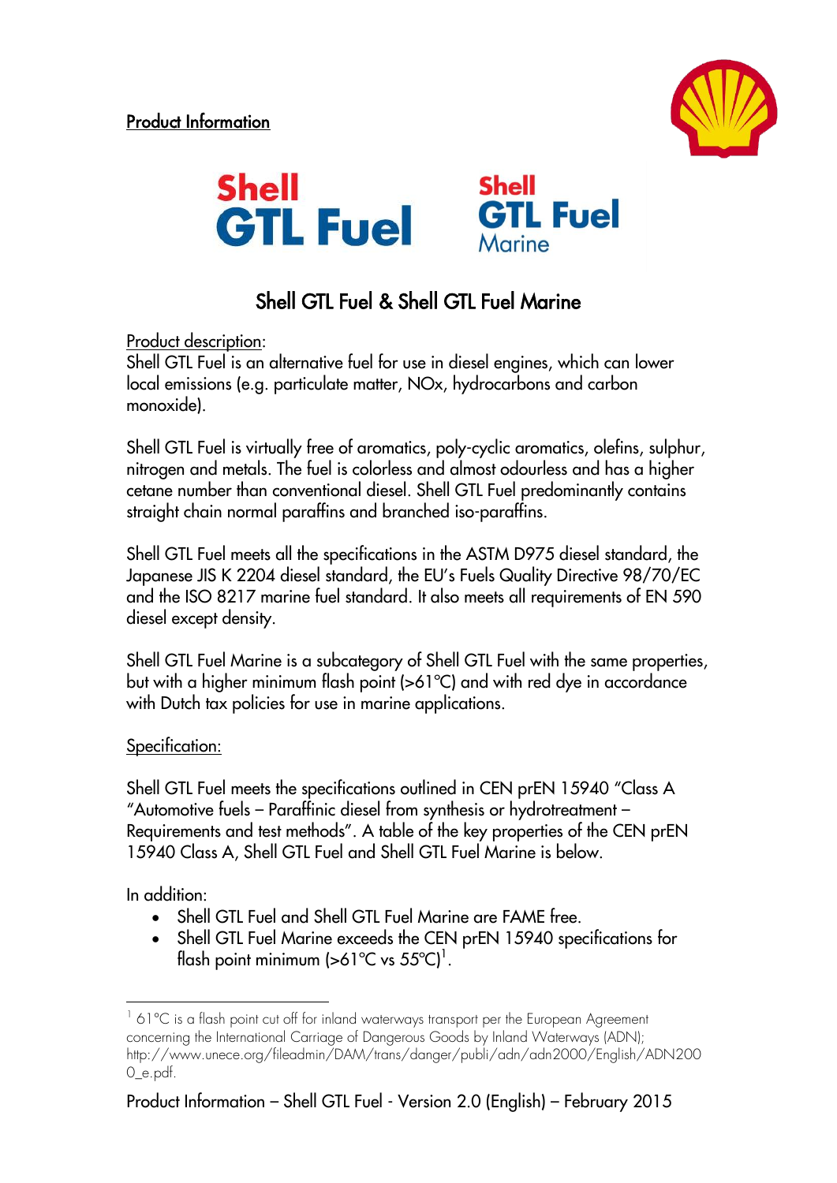Product Information

Shell GTL Fuel

Shell GTL Fuel Marine

# Shell GTL Fuel & Shell GTL Fuel Marine

Product description:
Shell GTL Fuel is an alternative fuel for use in diesel engines, which can lower local emissions (e.g. particulate matter, NOx, hydrocarbons and carbon monoxide).

Shell GTL Fuel is virtually free of aromatics, poly-cyclic aromatics, olefins, sulphur, nitrogen and metals. The fuel is colorless and almost odourless and has a higher cetane number than conventional diesel. Shell GTL Fuel predominantly contains straight chain normal paraffins and branched iso-paraffins.

Shell GTL Fuel meets all the specifications in the ASTM D975 diesel standard, the Japanese JIS K 2204 diesel standard, the EU's Fuels Quality Directive 98/70/EC and the ISO 8217 marine fuel standard. It also meets all requirements of EN 590 diesel except density.

Shell GTL Fuel Marine is a subcategory of Shell GTL Fuel with the same properties, but with a higher minimum flash point (>61°C) and with red dye in accordance with Dutch tax policies for use in marine applications.

Specification:

Shell GTL Fuel meets the specifications outlined in CEN prEN 15940 "Class A "Automotive fuels – Paraffinic diesel from synthesis or hydrotreatment – Requirements and test methods". A table of the key properties of the CEN prEN 15940 Class A, Shell GTL Fuel and Shell GTL Fuel Marine is below.

In addition:

- Shell GTL Fuel and Shell GTL Fuel Marine are FAME free.
- Shell GTL Fuel Marine exceeds the CEN prEN 15940 specifications for flash point minimum (>61°C vs 55°C)[1].

[1] 61°C is a flash point cut off for inland waterways transport per the European Agreement concerning the International Carriage of Dangerous Goods by Inland Waterways (ADN); http://www.unece.org/fileadmin/DAM/trans/danger/publi/adn/adn2000/English/ADN2000_e.pdf.

Product Information – Shell GTL Fuel - Version 2.0 (English) – February 2015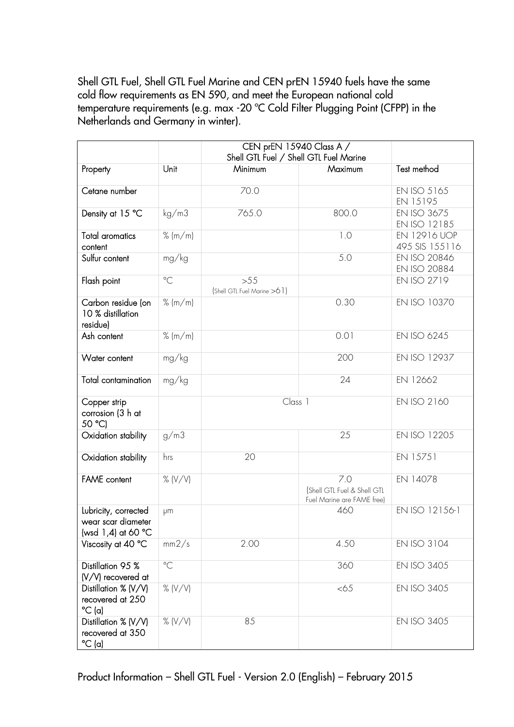Shell GTL Fuel, Shell GTL Fuel Marine and CEN prEN 15940 fuels have the same cold flow requirements as EN 590, and meet the European national cold temperature requirements (e.g. max -20 °C Cold Filter Plugging Point (CFPP) in the Netherlands and Germany in winter).

| | | CEN prEN 15940 Class A / Shell GTL Fuel / Shell GTL Fuel Marine | | |
|---|---|---|---|---|
| Property | Unit | Minimum | Maximum | Test method |
| Cetane number | | 70.0 | | EN ISO 5165 EN 15195 |
| Density at 15 °C | kg/m3 | 765.0 | 800.0 | EN ISO 3675 EN ISO 12185 |
| Total aromatics content | % (m/m) | | 1.0 | EN 12916 UOP 495 SIS 155116 |
| Sulfur content | mg/kg | | 5.0 | EN ISO 20846 EN ISO 20884 |
| Flash point | °C | >55 (Shell GTL Fuel Marine >61) | | EN ISO 2719 |
| Carbon residue (on 10 % distillation residue) | % (m/m) | | 0.30 | EN ISO 10370 |
| Ash content | % (m/m) | | 0.01 | EN ISO 6245 |
| Water content | mg/kg | | 200 | EN ISO 12937 |
| Total contamination | mg/kg | | 24 | EN 12662 |
| Copper strip corrosion (3 h at 50 °C) | | Class 1 | | EN ISO 2160 |
| Oxidation stability | g/m3 | | 25 | EN ISO 12205 |
| Oxidation stability | hrs | 20 | | EN 15751 |
| FAME content | % (V/V) | | 7.0 (Shell GTL Fuel & Shell GTL Fuel Marine are FAME free) | EN 14078 |
| Lubricity, corrected wear scar diameter (wsd 1,4) at 60 °C | µm | | 460 | EN ISO 12156-1 |
| Viscosity at 40 °C | mm2/s | 2.00 | 4.50 | EN ISO 3104 |
| Distillation 95 % (V/V) recovered at | °C | | 360 | EN ISO 3405 |
| Distillation % (V/V) recovered at 250 °C (a) | % (V/V) | | <65 | EN ISO 3405 |
| Distillation % (V/V) recovered at 350 °C (a) | % (V/V) | 85 | | EN ISO 3405 |

Product Information – Shell GTL Fuel - Version 2.0 (English) – February 2015